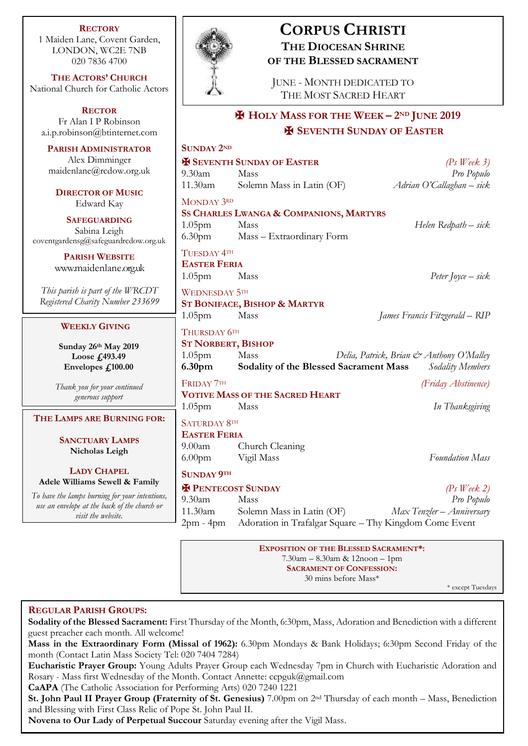# Corpus Christi

## The Diocesan Shrine of the Blessed Sacrament

June - Month dedicated to The Most Sacred Heart

### ✠ Holy Mass for the Week – 2nd June 2019

### ✠ Seventh Sunday of Easter

**Sunday 2nd**

**✠ Seventh Sunday of Easter** *(Ps Week 3)*

| | | |
|---|---|---|
| 9.30am | Mass | *Pro Populo* |
| 11.30am | Solemn Mass in Latin (OF) | *Adrian O'Callaghan – sick* |

**Monday 3rd**

**Ss Charles Lwanga & Companions, Martyrs**

| | | |
|---|---|---|
| 1.05pm | Mass | *Helen Redpath – sick* |
| 6.30pm | Mass – Extraordinary Form | |

**Tuesday 4th**

**Easter Feria**

| | | |
|---|---|---|
| 1.05pm | Mass | *Peter Joyce – sick* |

**Wednesday 5th**

**St Boniface, Bishop & Martyr**

| | | |
|---|---|---|
| 1.05pm | Mass | *James Francis Fitzgerald – RIP* |

**Thursday 6th**

**St Norbert, Bishop**

| | | |
|---|---|---|
| 1.05pm | Mass | *Delia, Patrick, Brian & Anthony O'Malley* |
| **6.30pm** | **Sodality of the Blessed Sacrament Mass** | *Sodality Members* |

**Friday 7th** *(Friday Abstinence)*

**Votive Mass of the Sacred Heart**

| | | |
|---|---|---|
| 1.05pm | Mass | *In Thanksgiving* |

**Saturday 8th**

**Easter Feria**

| | | |
|---|---|---|
| 9.00am | Church Cleaning | |
| 6.00pm | Vigil Mass | *Foundation Mass* |

**Sunday 9th**

**✠ Pentecost Sunday** *(Ps Week 2)*

| | | |
|---|---|---|
| 9.30am | Mass | *Pro Populo* |
| 11.30am | Solemn Mass in Latin (OF) | *Max Tenzler – Anniversary* |
| 2pm - 4pm | Adoration in Trafalgar Square – Thy Kingdom Come Event | |

**Exposition of the Blessed Sacrament*:**
7.30am – 8.30am & 12noon – 1pm

**Sacrament of Confession:**
30 mins before Mass*

\* except Tuesdays

---

**Rectory**
1 Maiden Lane, Covent Garden,
LONDON, WC2E 7NB
020 7836 4700

**The Actors' Church**
National Church for Catholic Actors

**Rector**
Fr Alan I P Robinson
a.i.p.robinson@btinternet.com

**Parish Administrator**
Alex Dimminger
maidenlane@rcdow.org.uk

**Director of Music**
Edward Kay

**Safeguarding**
Sabina Leigh
coventgardensg@safeguardrcdow.org.uk

**Parish Website**
www.maidenlane.org.uk

*This parish is part of the WRCDT Registered Charity Number 233699*

**Weekly Giving**

**Sunday 26th May 2019**
**Loose £493.49**
**Envelopes £100.00**

*Thank you for your continued generous support*

**The Lamps are Burning for:**

**Sanctuary Lamps**
**Nicholas Leigh**

**Lady Chapel**
**Adele Williams Sewell & Family**

*To have the lamps burning for your intentions, use an envelope at the back of the church or visit the website.*

---

## Regular Parish Groups:

**Sodality of the Blessed Sacrament:** First Thursday of the Month, 6:30pm, Mass, Adoration and Benediction with a different guest preacher each month. All welcome!

**Mass in the Extraordinary Form (Missal of 1962):** 6.30pm Mondays & Bank Holidays; 6:30pm Second Friday of the month (Contact Latin Mass Society Tel: 020 7404 7284)

**Eucharistic Prayer Group:** Young Adults Prayer Group each Wednesday 7pm in Church with Eucharistic Adoration and Rosary - Mass first Wednesday of the Month. Contact Annette: ccpguk@gmail.com

**CaAPA** (The Catholic Association for Performing Arts) 020 7240 1221

**St. John Paul II Prayer Group (Fraternity of St. Genesius)** 7.00pm on 2nd Thursday of each month – Mass, Benediction and Blessing with First Class Relic of Pope St. John Paul II.

**Novena to Our Lady of Perpetual Succour** Saturday evening after the Vigil Mass.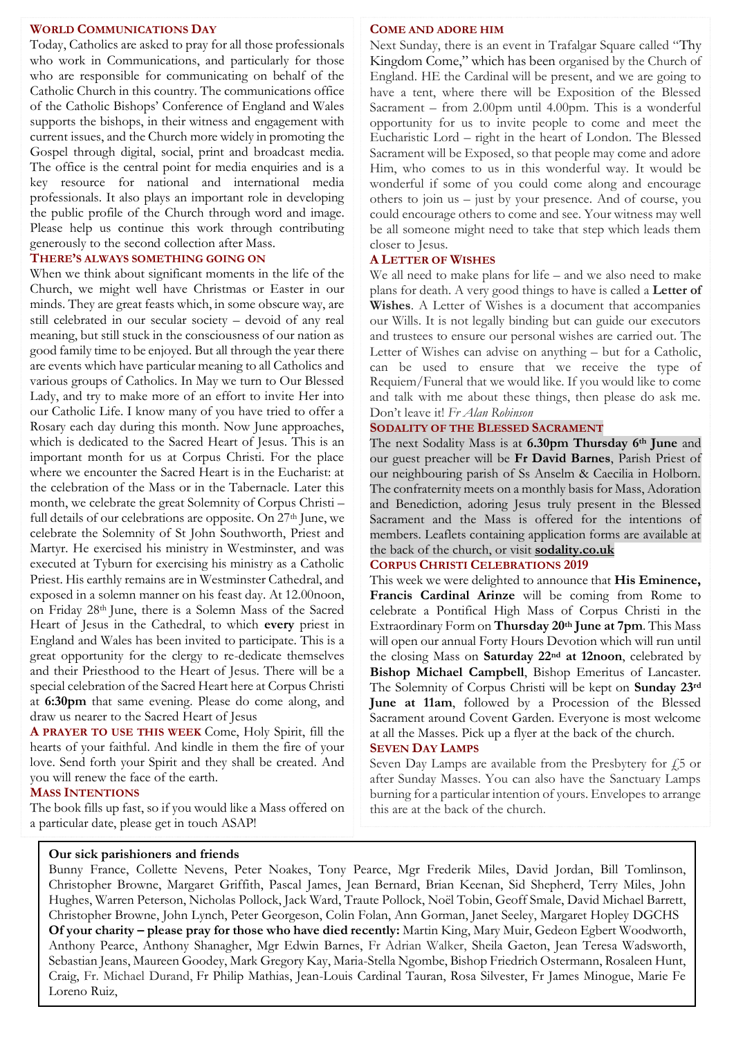## World Communications Day

Today, Catholics are asked to pray for all those professionals who work in Communications, and particularly for those who are responsible for communicating on behalf of the Catholic Church in this country. The communications office of the Catholic Bishops' Conference of England and Wales supports the bishops, in their witness and engagement with current issues, and the Church more widely in promoting the Gospel through digital, social, print and broadcast media. The office is the central point for media enquiries and is a key resource for national and international media professionals. It also plays an important role in developing the public profile of the Church through word and image. Please help us continue this work through contributing generously to the second collection after Mass.

## There's always something going on

When we think about significant moments in the life of the Church, we might well have Christmas or Easter in our minds. They are great feasts which, in some obscure way, are still celebrated in our secular society – devoid of any real meaning, but still stuck in the consciousness of our nation as good family time to be enjoyed. But all through the year there are events which have particular meaning to all Catholics and various groups of Catholics. In May we turn to Our Blessed Lady, and try to make more of an effort to invite Her into our Catholic Life. I know many of you have tried to offer a Rosary each day during this month. Now June approaches, which is dedicated to the Sacred Heart of Jesus. This is an important month for us at Corpus Christi. For the place where we encounter the Sacred Heart is in the Eucharist: at the celebration of the Mass or in the Tabernacle. Later this month, we celebrate the great Solemnity of Corpus Christi – full details of our celebrations are opposite. On 27th June, we celebrate the Solemnity of St John Southworth, Priest and Martyr. He exercised his ministry in Westminster, and was executed at Tyburn for exercising his ministry as a Catholic Priest. His earthly remains are in Westminster Cathedral, and exposed in a solemn manner on his feast day. At 12.00noon, on Friday 28th June, there is a Solemn Mass of the Sacred Heart of Jesus in the Cathedral, to which **every** priest in England and Wales has been invited to participate. This is a great opportunity for the clergy to re-dedicate themselves and their Priesthood to the Heart of Jesus. There will be a special celebration of the Sacred Heart here at Corpus Christi at **6:30pm** that same evening. Please do come along, and draw us nearer to the Sacred Heart of Jesus

**A prayer to use this week** Come, Holy Spirit, fill the hearts of your faithful. And kindle in them the fire of your love. Send forth your Spirit and they shall be created. And you will renew the face of the earth.

## Mass Intentions

The book fills up fast, so if you would like a Mass offered on a particular date, please get in touch ASAP!

## Come and adore Him

Next Sunday, there is an event in Trafalgar Square called "Thy Kingdom Come," which has been organised by the Church of England. HE the Cardinal will be present, and we are going to have a tent, where there will be Exposition of the Blessed Sacrament – from 2.00pm until 4.00pm. This is a wonderful opportunity for us to invite people to come and meet the Eucharistic Lord – right in the heart of London. The Blessed Sacrament will be Exposed, so that people may come and adore Him, who comes to us in this wonderful way. It would be wonderful if some of you could come along and encourage others to join us – just by your presence. And of course, you could encourage others to come and see. Your witness may well be all someone might need to take that step which leads them closer to Jesus.

## A Letter of Wishes

We all need to make plans for life – and we also need to make plans for death. A very good things to have is called a **Letter of Wishes**. A Letter of Wishes is a document that accompanies our Wills. It is not legally binding but can guide our executors and trustees to ensure our personal wishes are carried out. The Letter of Wishes can advise on anything – but for a Catholic, can be used to ensure that we receive the type of Requiem/Funeral that we would like. If you would like to come and talk with me about these things, then please do ask me. Don't leave it! *Fr Alan Robinson*

## Sodality of the Blessed Sacrament

The next Sodality Mass is at **6.30pm Thursday 6th June** and our guest preacher will be **Fr David Barnes**, Parish Priest of our neighbouring parish of Ss Anselm & Caecilia in Holborn. The confraternity meets on a monthly basis for Mass, Adoration and Benediction, adoring Jesus truly present in the Blessed Sacrament and the Mass is offered for the intentions of members. Leaflets containing application forms are available at the back of the church, or visit **sodality.co.uk**

## Corpus Christi Celebrations 2019

This week we were delighted to announce that **His Eminence, Francis Cardinal Arinze** will be coming from Rome to celebrate a Pontifical High Mass of Corpus Christi in the Extraordinary Form on **Thursday 20th June at 7pm**. This Mass will open our annual Forty Hours Devotion which will run until the closing Mass on **Saturday 22nd at 12noon**, celebrated by **Bishop Michael Campbell**, Bishop Emeritus of Lancaster. The Solemnity of Corpus Christi will be kept on **Sunday 23rd June at 11am**, followed by a Procession of the Blessed Sacrament around Covent Garden. Everyone is most welcome at all the Masses. Pick up a flyer at the back of the church.

## Seven Day Lamps

Seven Day Lamps are available from the Presbytery for £5 or after Sunday Masses. You can also have the Sanctuary Lamps burning for a particular intention of yours. Envelopes to arrange this are at the back of the church.

**Our sick parishioners and friends**

Bunny France, Collette Nevens, Peter Noakes, Tony Pearce, Mgr Frederik Miles, David Jordan, Bill Tomlinson, Christopher Browne, Margaret Griffith, Pascal James, Jean Bernard, Brian Keenan, Sid Shepherd, Terry Miles, John Hughes, Warren Peterson, Nicholas Pollock, Jack Ward, Traute Pollock, Noël Tobin, Geoff Smale, David Michael Barrett, Christopher Browne, John Lynch, Peter Georgeson, Colin Folan, Ann Gorman, Janet Seeley, Margaret Hopley DGCHS

**Of your charity – please pray for those who have died recently:** Martin King, Mary Muir, Gedeon Egbert Woodworth, Anthony Pearce, Anthony Shanagher, Mgr Edwin Barnes, Fr Adrian Walker, Sheila Gaeton, Jean Teresa Wadsworth, Sebastian Jeans, Maureen Goodey, Mark Gregory Kay, Maria-Stella Ngombe, Bishop Friedrich Ostermann, Rosaleen Hunt, Craig, Fr. Michael Durand, Fr Philip Mathias, Jean-Louis Cardinal Tauran, Rosa Silvester, Fr James Minogue, Marie Fe Loreno Ruiz,